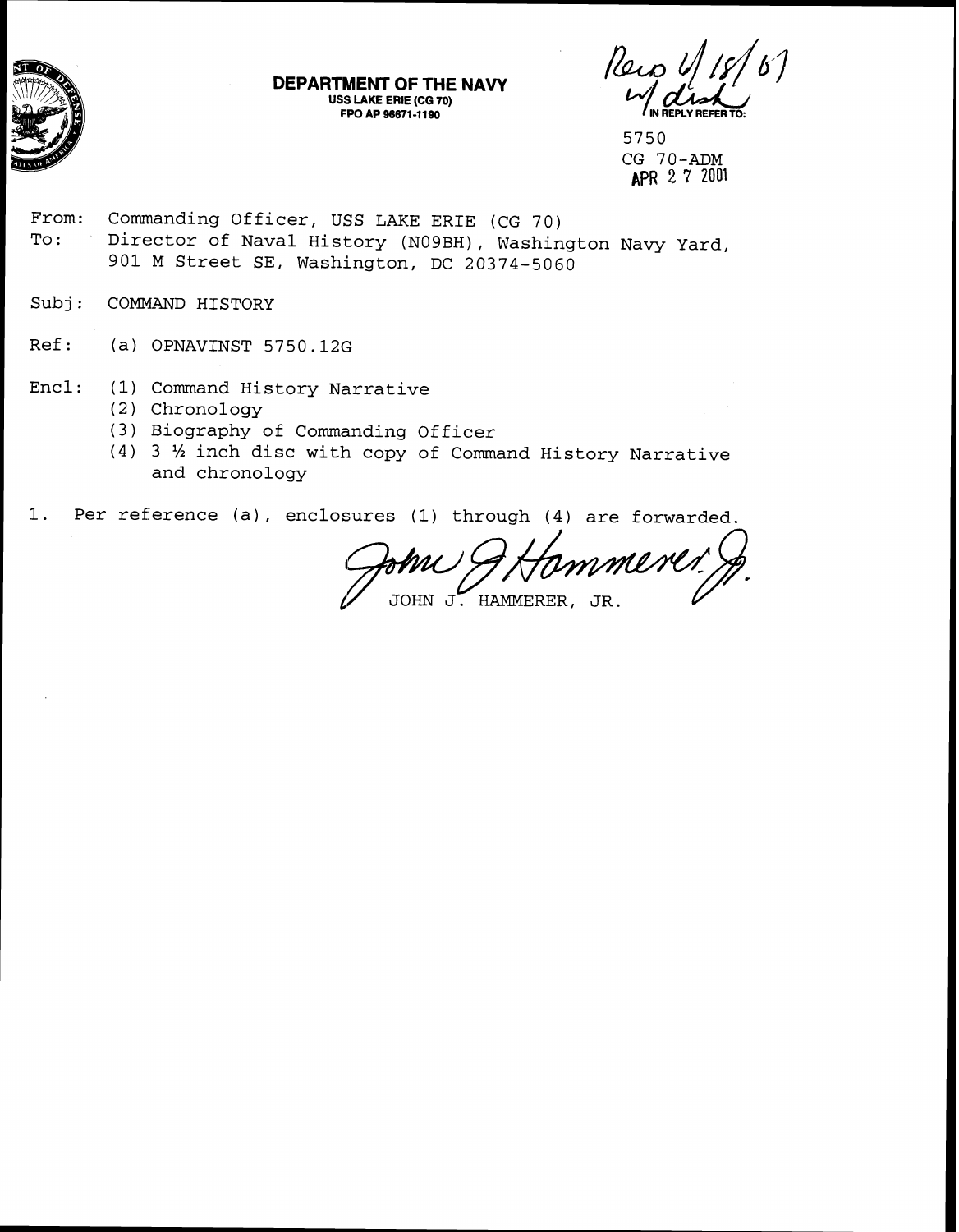**DEPARTMENT OF THE NAVY**
**USS LAKE ERIE (CG 70)**
**FPO AP 96671-1190**

Recd 6/18/01 w/ disk

IN REPLY REFER TO:

5750
CG 70-ADM
APR 27 2001

From: Commanding Officer, USS LAKE ERIE (CG 70)
To: Director of Naval History (N09BH), Washington Navy Yard, 901 M Street SE, Washington, DC 20374-5060

Subj: COMMAND HISTORY

Ref: (a) OPNAVINST 5750.12G

Encl: (1) Command History Narrative
(2) Chronology
(3) Biography of Commanding Officer
(4) 3 ½ inch disc with copy of Command History Narrative and chronology

1. Per reference (a), enclosures (1) through (4) are forwarded.

John J. Hammerer Jr.

JOHN J. HAMMERER, JR.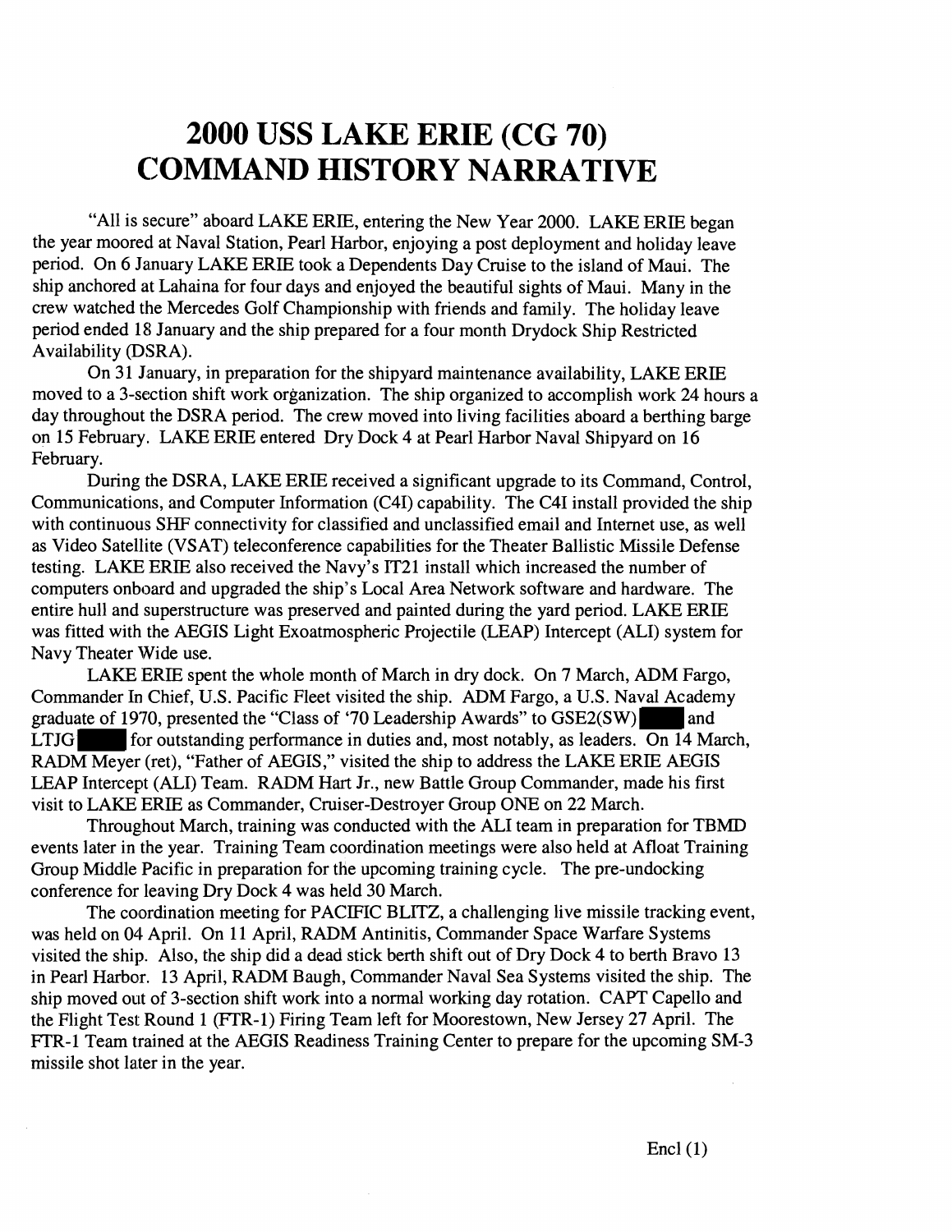# 2000 USS LAKE ERIE (CG 70) COMMAND HISTORY NARRATIVE

"All is secure" aboard LAKE ERIE, entering the New Year 2000. LAKE ERIE began the year moored at Naval Station, Pearl Harbor, enjoying a post deployment and holiday leave period. On 6 January LAKE ERIE took a Dependents Day Cruise to the island of Maui. The ship anchored at Lahaina for four days and enjoyed the beautiful sights of Maui. Many in the crew watched the Mercedes Golf Championship with friends and family. The holiday leave period ended 18 January and the ship prepared for a four month Drydock Ship Restricted Availability (DSRA).

On 31 January, in preparation for the shipyard maintenance availability, LAKE ERIE moved to a 3-section shift work organization. The ship organized to accomplish work 24 hours a day throughout the DSRA period. The crew moved into living facilities aboard a berthing barge on 15 February. LAKE ERIE entered Dry Dock 4 at Pearl Harbor Naval Shipyard on 16 February.

During the DSRA, LAKE ERIE received a significant upgrade to its Command, Control, Communications, and Computer Information (C4I) capability. The C4I install provided the ship with continuous SHF connectivity for classified and unclassified email and Internet use, as well as Video Satellite (VSAT) teleconference capabilities for the Theater Ballistic Missile Defense testing. LAKE ERIE also received the Navy's IT21 install which increased the number of computers onboard and upgraded the ship's Local Area Network software and hardware. The entire hull and superstructure was preserved and painted during the yard period. LAKE ERIE was fitted with the AEGIS Light Exoatmospheric Projectile (LEAP) Intercept (ALI) system for Navy Theater Wide use.

LAKE ERIE spent the whole month of March in dry dock. On 7 March, ADM Fargo, Commander In Chief, U.S. Pacific Fleet visited the ship. ADM Fargo, a U.S. Naval Academy graduate of 1970, presented the "Class of '70 Leadership Awards" to GSE2(SW) ████ and LTJG ████ for outstanding performance in duties and, most notably, as leaders. On 14 March, RADM Meyer (ret), "Father of AEGIS," visited the ship to address the LAKE ERIE AEGIS LEAP Intercept (ALI) Team. RADM Hart Jr., new Battle Group Commander, made his first visit to LAKE ERIE as Commander, Cruiser-Destroyer Group ONE on 22 March.

Throughout March, training was conducted with the ALI team in preparation for TBMD events later in the year. Training Team coordination meetings were also held at Afloat Training Group Middle Pacific in preparation for the upcoming training cycle. The pre-undocking conference for leaving Dry Dock 4 was held 30 March.

The coordination meeting for PACIFIC BLITZ, a challenging live missile tracking event, was held on 04 April. On 11 April, RADM Antinitis, Commander Space Warfare Systems visited the ship. Also, the ship did a dead stick berth shift out of Dry Dock 4 to berth Bravo 13 in Pearl Harbor. 13 April, RADM Baugh, Commander Naval Sea Systems visited the ship. The ship moved out of 3-section shift work into a normal working day rotation. CAPT Capello and the Flight Test Round 1 (FTR-1) Firing Team left for Moorestown, New Jersey 27 April. The FTR-1 Team trained at the AEGIS Readiness Training Center to prepare for the upcoming SM-3 missile shot later in the year.

Encl (1)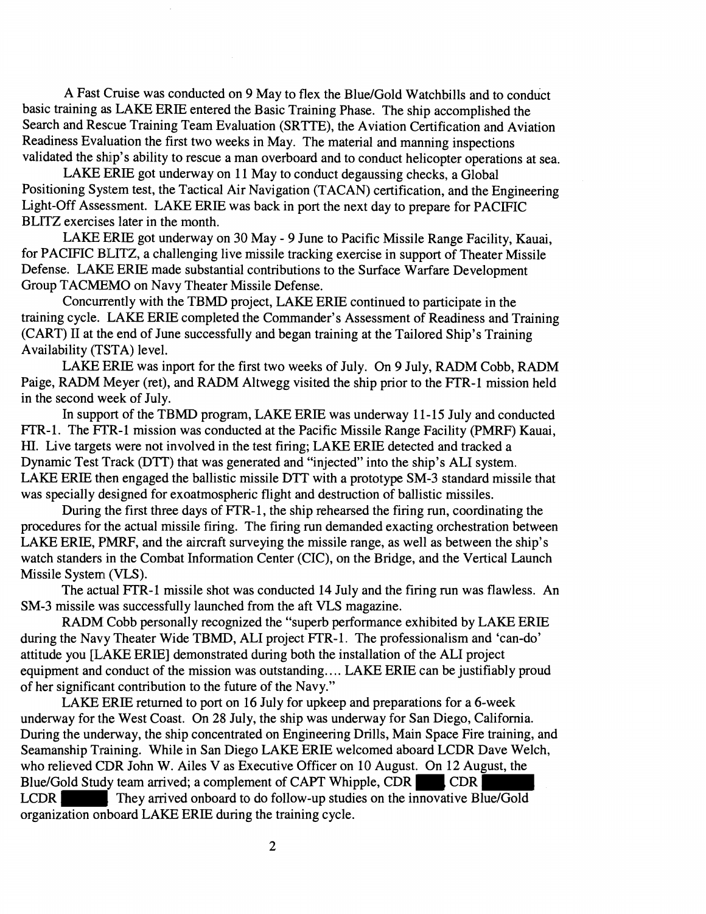A Fast Cruise was conducted on 9 May to flex the Blue/Gold Watchbills and to conduct basic training as LAKE ERIE entered the Basic Training Phase. The ship accomplished the Search and Rescue Training Team Evaluation (SRTTE), the Aviation Certification and Aviation Readiness Evaluation the first two weeks in May. The material and manning inspections validated the ship's ability to rescue a man overboard and to conduct helicopter operations at sea.

LAKE ERIE got underway on 11 May to conduct degaussing checks, a Global Positioning System test, the Tactical Air Navigation (TACAN) certification, and the Engineering Light-Off Assessment. LAKE ERIE was back in port the next day to prepare for PACIFIC BLITZ exercises later in the month.

LAKE ERIE got underway on 30 May - 9 June to Pacific Missile Range Facility, Kauai, for PACIFIC BLITZ, a challenging live missile tracking exercise in support of Theater Missile Defense. LAKE ERIE made substantial contributions to the Surface Warfare Development Group TACMEMO on Navy Theater Missile Defense.

Concurrently with the TBMD project, LAKE ERIE continued to participate in the training cycle. LAKE ERIE completed the Commander's Assessment of Readiness and Training (CART) II at the end of June successfully and began training at the Tailored Ship's Training Availability (TSTA) level.

LAKE ERIE was inport for the first two weeks of July. On 9 July, RADM Cobb, RADM Paige, RADM Meyer (ret), and RADM Altwegg visited the ship prior to the FTR-1 mission held in the second week of July.

In support of the TBMD program, LAKE ERIE was underway 11-15 July and conducted FTR-1. The FTR-1 mission was conducted at the Pacific Missile Range Facility (PMRF) Kauai, HI. Live targets were not involved in the test firing; LAKE ERIE detected and tracked a Dynamic Test Track (DTT) that was generated and "injected" into the ship's ALI system. LAKE ERIE then engaged the ballistic missile DTT with a prototype SM-3 standard missile that was specially designed for exoatmospheric flight and destruction of ballistic missiles.

During the first three days of FTR-1, the ship rehearsed the firing run, coordinating the procedures for the actual missile firing. The firing run demanded exacting orchestration between LAKE ERIE, PMRF, and the aircraft surveying the missile range, as well as between the ship's watch standers in the Combat Information Center (CIC), on the Bridge, and the Vertical Launch Missile System (VLS).

The actual FTR-1 missile shot was conducted 14 July and the firing run was flawless. An SM-3 missile was successfully launched from the aft VLS magazine.

RADM Cobb personally recognized the "superb performance exhibited by LAKE ERIE during the Navy Theater Wide TBMD, ALI project FTR-1. The professionalism and 'can-do' attitude you [LAKE ERIE] demonstrated during both the installation of the ALI project equipment and conduct of the mission was outstanding.... LAKE ERIE can be justifiably proud of her significant contribution to the future of the Navy."

LAKE ERIE returned to port on 16 July for upkeep and preparations for a 6-week underway for the West Coast. On 28 July, the ship was underway for San Diego, California. During the underway, the ship concentrated on Engineering Drills, Main Space Fire training, and Seamanship Training. While in San Diego LAKE ERIE welcomed aboard LCDR Dave Welch, who relieved CDR John W. Ailes V as Executive Officer on 10 August. On 12 August, the Blue/Gold Study team arrived; a complement of CAPT Whipple, CDR ███, CDR ███ LCDR ███. They arrived onboard to do follow-up studies on the innovative Blue/Gold organization onboard LAKE ERIE during the training cycle.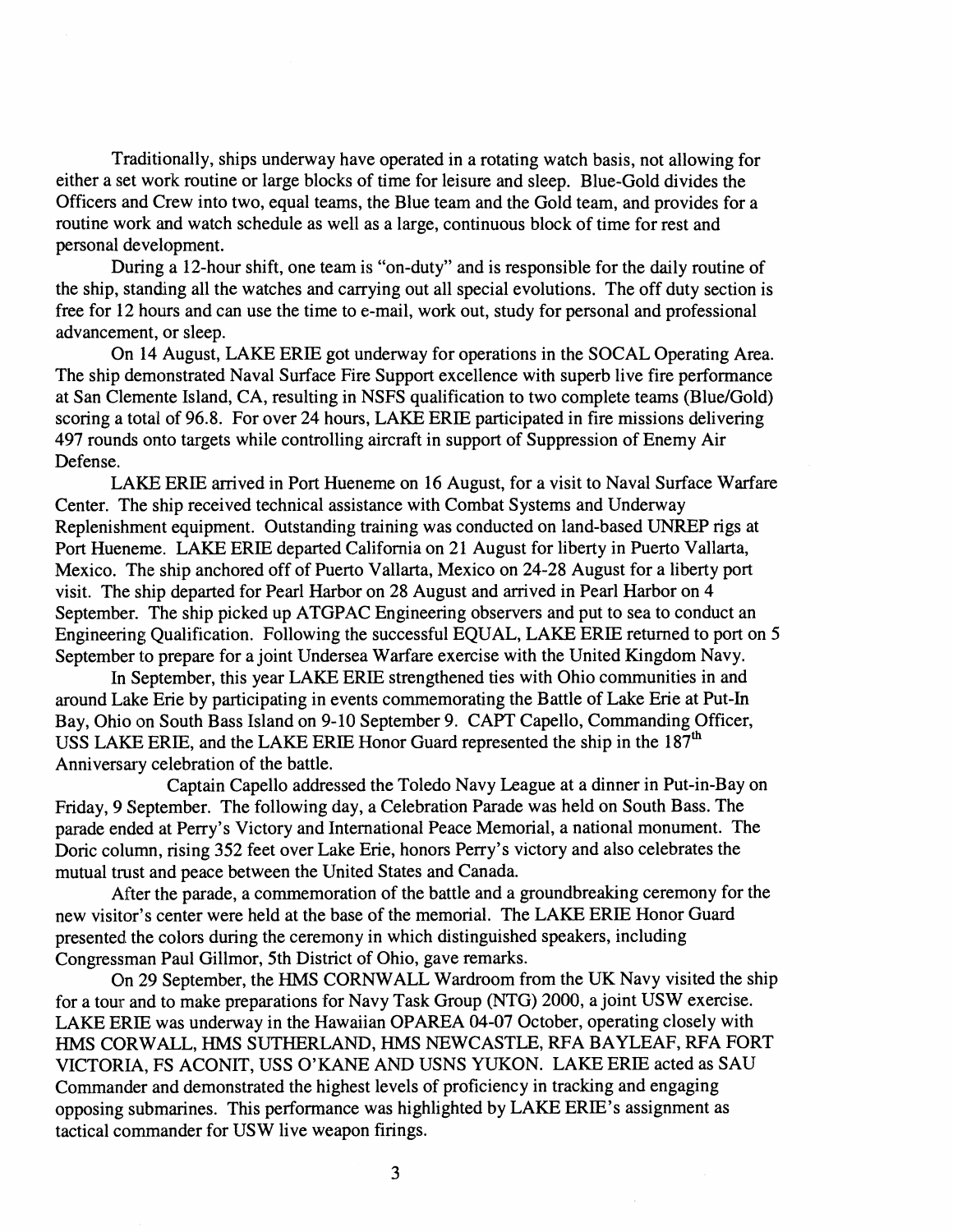Traditionally, ships underway have operated in a rotating watch basis, not allowing for either a set work routine or large blocks of time for leisure and sleep. Blue-Gold divides the Officers and Crew into two, equal teams, the Blue team and the Gold team, and provides for a routine work and watch schedule as well as a large, continuous block of time for rest and personal development.

During a 12-hour shift, one team is "on-duty" and is responsible for the daily routine of the ship, standing all the watches and carrying out all special evolutions. The off duty section is free for 12 hours and can use the time to e-mail, work out, study for personal and professional advancement, or sleep.

On 14 August, LAKE ERIE got underway for operations in the SOCAL Operating Area. The ship demonstrated Naval Surface Fire Support excellence with superb live fire performance at San Clemente Island, CA, resulting in NSFS qualification to two complete teams (Blue/Gold) scoring a total of 96.8. For over 24 hours, LAKE ERIE participated in fire missions delivering 497 rounds onto targets while controlling aircraft in support of Suppression of Enemy Air Defense.

LAKE ERIE arrived in Port Hueneme on 16 August, for a visit to Naval Surface Warfare Center. The ship received technical assistance with Combat Systems and Underway Replenishment equipment. Outstanding training was conducted on land-based UNREP rigs at Port Hueneme. LAKE ERIE departed California on 21 August for liberty in Puerto Vallarta, Mexico. The ship anchored off of Puerto Vallarta, Mexico on 24-28 August for a liberty port visit. The ship departed for Pearl Harbor on 28 August and arrived in Pearl Harbor on 4 September. The ship picked up ATGPAC Engineering observers and put to sea to conduct an Engineering Qualification. Following the successful EQUAL, LAKE ERIE returned to port on 5 September to prepare for a joint Undersea Warfare exercise with the United Kingdom Navy.

In September, this year LAKE ERIE strengthened ties with Ohio communities in and around Lake Erie by participating in events commemorating the Battle of Lake Erie at Put-In Bay, Ohio on South Bass Island on 9-10 September 9. CAPT Capello, Commanding Officer, USS LAKE ERIE, and the LAKE ERIE Honor Guard represented the ship in the 187th Anniversary celebration of the battle.

Captain Capello addressed the Toledo Navy League at a dinner in Put-in-Bay on Friday, 9 September. The following day, a Celebration Parade was held on South Bass. The parade ended at Perry's Victory and International Peace Memorial, a national monument. The Doric column, rising 352 feet over Lake Erie, honors Perry's victory and also celebrates the mutual trust and peace between the United States and Canada.

After the parade, a commemoration of the battle and a groundbreaking ceremony for the new visitor's center were held at the base of the memorial. The LAKE ERIE Honor Guard presented the colors during the ceremony in which distinguished speakers, including Congressman Paul Gillmor, 5th District of Ohio, gave remarks.

On 29 September, the HMS CORNWALL Wardroom from the UK Navy visited the ship for a tour and to make preparations for Navy Task Group (NTG) 2000, a joint USW exercise. LAKE ERIE was underway in the Hawaiian OPAREA 04-07 October, operating closely with HMS CORWALL, HMS SUTHERLAND, HMS NEWCASTLE, RFA BAYLEAF, RFA FORT VICTORIA, FS ACONIT, USS O'KANE AND USNS YUKON. LAKE ERIE acted as SAU Commander and demonstrated the highest levels of proficiency in tracking and engaging opposing submarines. This performance was highlighted by LAKE ERIE's assignment as tactical commander for USW live weapon firings.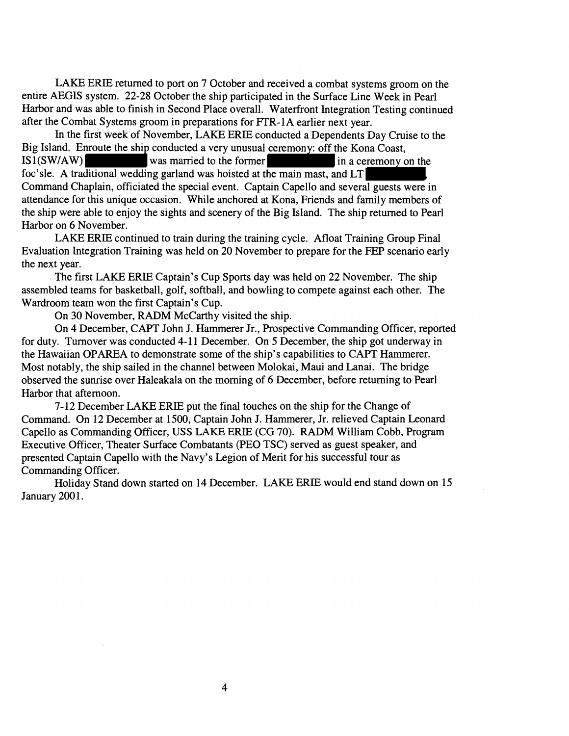LAKE ERIE returned to port on 7 October and received a combat systems groom on the entire AEGIS system. 22-28 October the ship participated in the Surface Line Week in Pearl Harbor and was able to finish in Second Place overall. Waterfront Integration Testing continued after the Combat Systems groom in preparations for FTR-1A earlier next year.

In the first week of November, LAKE ERIE conducted a Dependents Day Cruise to the Big Island. Enroute the ship conducted a very unusual ceremony: off the Kona Coast, IS1(SW/AW) ██████ was married to the former ██████ in a ceremony on the foc'sle. A traditional wedding garland was hoisted at the main mast, and LT ██████, Command Chaplain, officiated the special event. Captain Capello and several guests were in attendance for this unique occasion. While anchored at Kona, Friends and family members of the ship were able to enjoy the sights and scenery of the Big Island. The ship returned to Pearl Harbor on 6 November.

LAKE ERIE continued to train during the training cycle. Afloat Training Group Final Evaluation Integration Training was held on 20 November to prepare for the FEP scenario early the next year.

The first LAKE ERIE Captain's Cup Sports day was held on 22 November. The ship assembled teams for basketball, golf, softball, and bowling to compete against each other. The Wardroom team won the first Captain's Cup.

On 30 November, RADM McCarthy visited the ship.

On 4 December, CAPT John J. Hammerer Jr., Prospective Commanding Officer, reported for duty. Turnover was conducted 4-11 December. On 5 December, the ship got underway in the Hawaiian OPAREA to demonstrate some of the ship's capabilities to CAPT Hammerer. Most notably, the ship sailed in the channel between Molokai, Maui and Lanai. The bridge observed the sunrise over Haleakala on the morning of 6 December, before returning to Pearl Harbor that afternoon.

7-12 December LAKE ERIE put the final touches on the ship for the Change of Command. On 12 December at 1500, Captain John J. Hammerer, Jr. relieved Captain Leonard Capello as Commanding Officer, USS LAKE ERIE (CG 70). RADM William Cobb, Program Executive Officer, Theater Surface Combatants (PEO TSC) served as guest speaker, and presented Captain Capello with the Navy's Legion of Merit for his successful tour as Commanding Officer.

Holiday Stand down started on 14 December. LAKE ERIE would end stand down on 15 January 2001.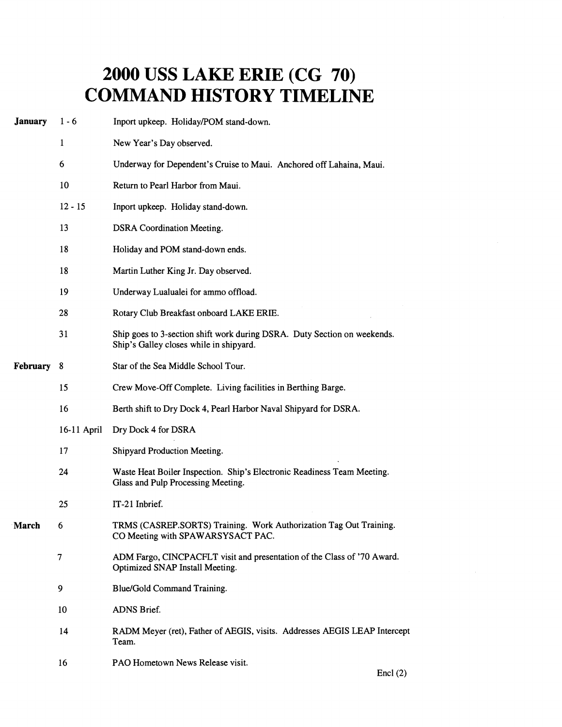# 2000 USS LAKE ERIE (CG 70) COMMAND HISTORY TIMELINE

| Month | Date | Event |
|---|---|---|
| **January** | 1 - 6 | Inport upkeep. Holiday/POM stand-down. |
| | 1 | New Year's Day observed. |
| | 6 | Underway for Dependent's Cruise to Maui. Anchored off Lahaina, Maui. |
| | 10 | Return to Pearl Harbor from Maui. |
| | 12 - 15 | Inport upkeep. Holiday stand-down. |
| | 13 | DSRA Coordination Meeting. |
| | 18 | Holiday and POM stand-down ends. |
| | 18 | Martin Luther King Jr. Day observed. |
| | 19 | Underway Lualualei for ammo offload. |
| | 28 | Rotary Club Breakfast onboard LAKE ERIE. |
| | 31 | Ship goes to 3-section shift work during DSRA. Duty Section on weekends. Ship's Galley closes while in shipyard. |
| **February** | 8 | Star of the Sea Middle School Tour. |
| | 15 | Crew Move-Off Complete. Living facilities in Berthing Barge. |
| | 16 | Berth shift to Dry Dock 4, Pearl Harbor Naval Shipyard for DSRA. |
| | 16-11 April | Dry Dock 4 for DSRA |
| | 17 | Shipyard Production Meeting. |
| | 24 | Waste Heat Boiler Inspection. Ship's Electronic Readiness Team Meeting. Glass and Pulp Processing Meeting. |
| | 25 | IT-21 Inbrief. |
| **March** | 6 | TRMS (CASREP.SORTS) Training. Work Authorization Tag Out Training. CO Meeting with SPAWARSYSACT PAC. |
| | 7 | ADM Fargo, CINCPACFLT visit and presentation of the Class of '70 Award. Optimized SNAP Install Meeting. |
| | 9 | Blue/Gold Command Training. |
| | 10 | ADNS Brief. |
| | 14 | RADM Meyer (ret), Father of AEGIS, visits. Addresses AEGIS LEAP Intercept Team. |
| | 16 | PAO Hometown News Release visit. |

Encl (2)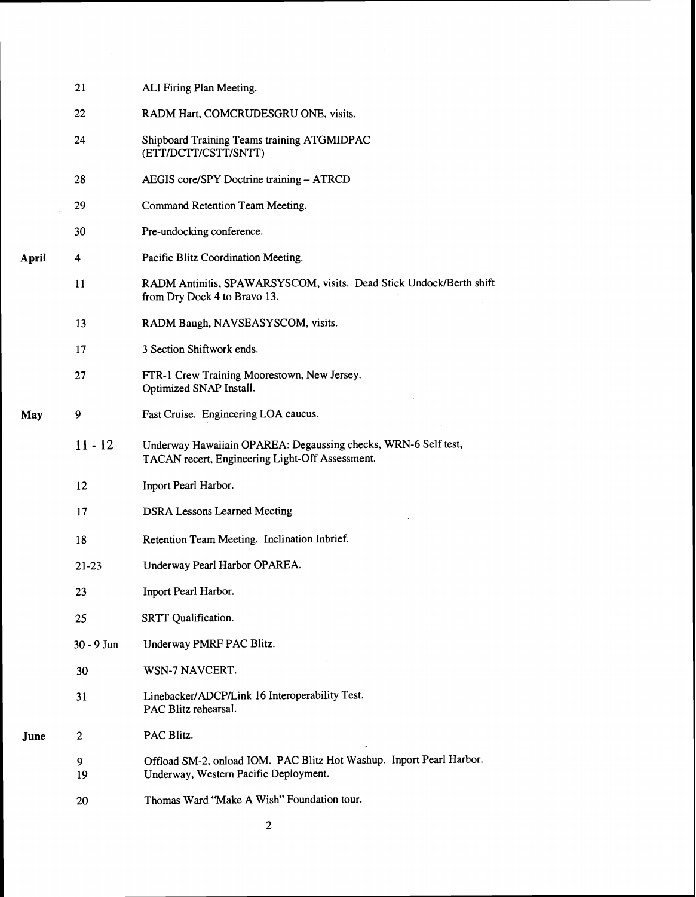| | | |
|---|---|---|
| | 21 | ALI Firing Plan Meeting. |
| | 22 | RADM Hart, COMCRUDESGRU ONE, visits. |
| | 24 | Shipboard Training Teams training ATGMIDPAC (ETT/DCTT/CSTT/SNTT) |
| | 28 | AEGIS core/SPY Doctrine training – ATRCD |
| | 29 | Command Retention Team Meeting. |
| | 30 | Pre-undocking conference. |
| **April** | 4 | Pacific Blitz Coordination Meeting. |
| | 11 | RADM Antinitis, SPAWARSYSCOM, visits. Dead Stick Undock/Berth shift from Dry Dock 4 to Bravo 13. |
| | 13 | RADM Baugh, NAVSEASYSCOM, visits. |
| | 17 | 3 Section Shiftwork ends. |
| | 27 | FTR-1 Crew Training Moorestown, New Jersey. Optimized SNAP Install. |
| **May** | 9 | Fast Cruise. Engineering LOA caucus. |
| | 11 - 12 | Underway Hawaiiain OPAREA: Degaussing checks, WRN-6 Self test, TACAN recert, Engineering Light-Off Assessment. |
| | 12 | Inport Pearl Harbor. |
| | 17 | DSRA Lessons Learned Meeting |
| | 18 | Retention Team Meeting. Inclination Inbrief. |
| | 21-23 | Underway Pearl Harbor OPAREA. |
| | 23 | Inport Pearl Harbor. |
| | 25 | SRTT Qualification. |
| | 30 - 9 Jun | Underway PMRF PAC Blitz. |
| | 30 | WSN-7 NAVCERT. |
| | 31 | Linebacker/ADCP/Link 16 Interoperability Test. PAC Blitz rehearsal. |
| **June** | 2 | PAC Blitz. |
| | 9 | Offload SM-2, onload IOM. PAC Blitz Hot Washup. Inport Pearl Harbor. |
| | 19 | Underway, Western Pacific Deployment. |
| | 20 | Thomas Ward "Make A Wish" Foundation tour. |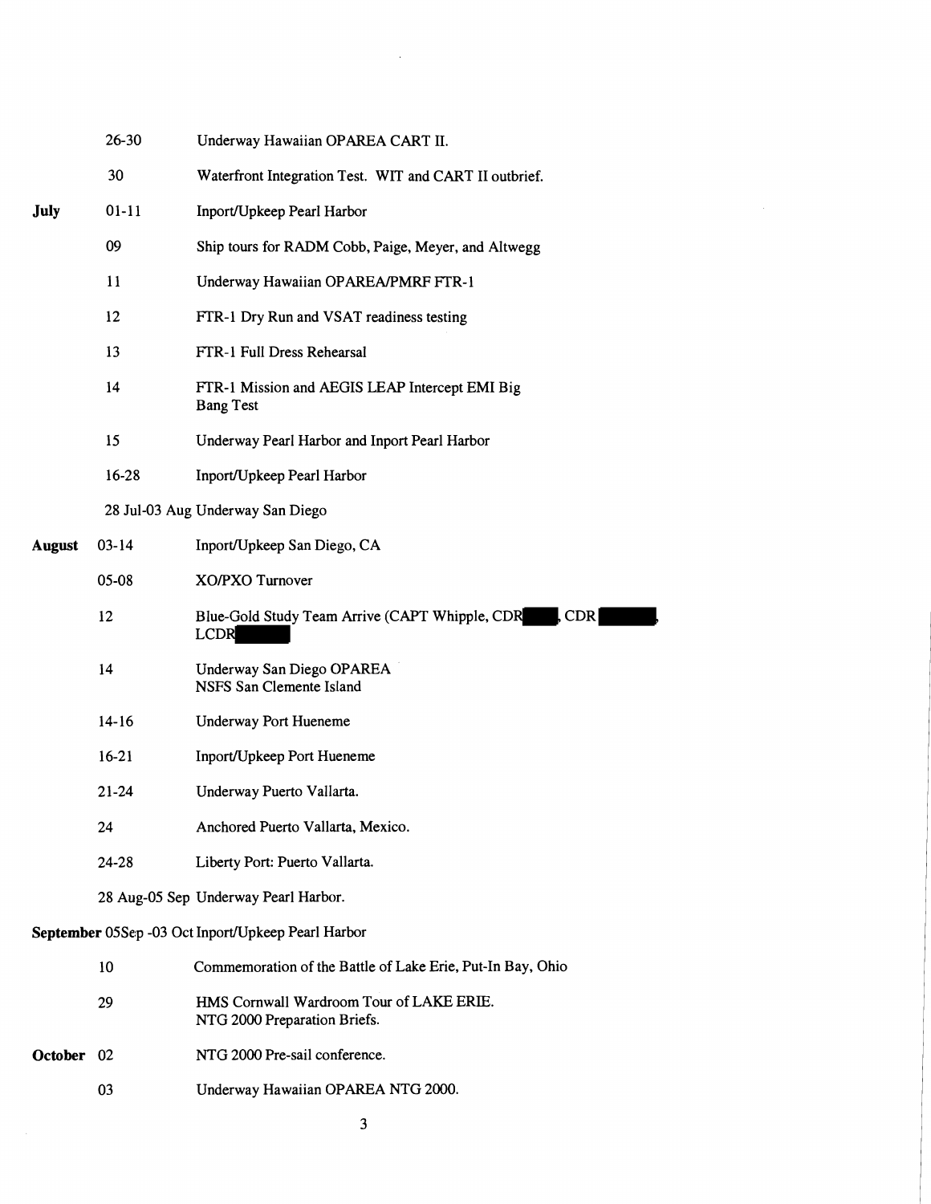| | | |
|---|---|---|
| | 26-30 | Underway Hawaiian OPAREA CART II. |
| | 30 | Waterfront Integration Test. WIT and CART II outbrief. |
| **July** | 01-11 | Inport/Upkeep Pearl Harbor |
| | 09 | Ship tours for RADM Cobb, Paige, Meyer, and Altwegg |
| | 11 | Underway Hawaiian OPAREA/PMRF FTR-1 |
| | 12 | FTR-1 Dry Run and VSAT readiness testing |
| | 13 | FTR-1 Full Dress Rehearsal |
| | 14 | FTR-1 Mission and AEGIS LEAP Intercept EMI Big Bang Test |
| | 15 | Underway Pearl Harbor and Inport Pearl Harbor |
| | 16-28 | Inport/Upkeep Pearl Harbor |
| | 28 Jul-03 Aug | Underway San Diego |
| **August** | 03-14 | Inport/Upkeep San Diego, CA |
| | 05-08 | XO/PXO Turnover |
| | 12 | Blue-Gold Study Team Arrive (CAPT Whipple, CDR [REDACTED], CDR [REDACTED], LCDR [REDACTED] |
| | 14 | Underway San Diego OPAREA NSFS San Clemente Island |
| | 14-16 | Underway Port Hueneme |
| | 16-21 | Inport/Upkeep Port Hueneme |
| | 21-24 | Underway Puerto Vallarta. |
| | 24 | Anchored Puerto Vallarta, Mexico. |
| | 24-28 | Liberty Port: Puerto Vallarta. |
| | 28 Aug-05 Sep | Underway Pearl Harbor. |
| **September** | 05Sep -03 Oct | Inport/Upkeep Pearl Harbor |
| | 10 | Commemoration of the Battle of Lake Erie, Put-In Bay, Ohio |
| | 29 | HMS Cornwall Wardroom Tour of LAKE ERIE. NTG 2000 Preparation Briefs. |
| **October** | 02 | NTG 2000 Pre-sail conference. |
| | 03 | Underway Hawaiian OPAREA NTG 2000. |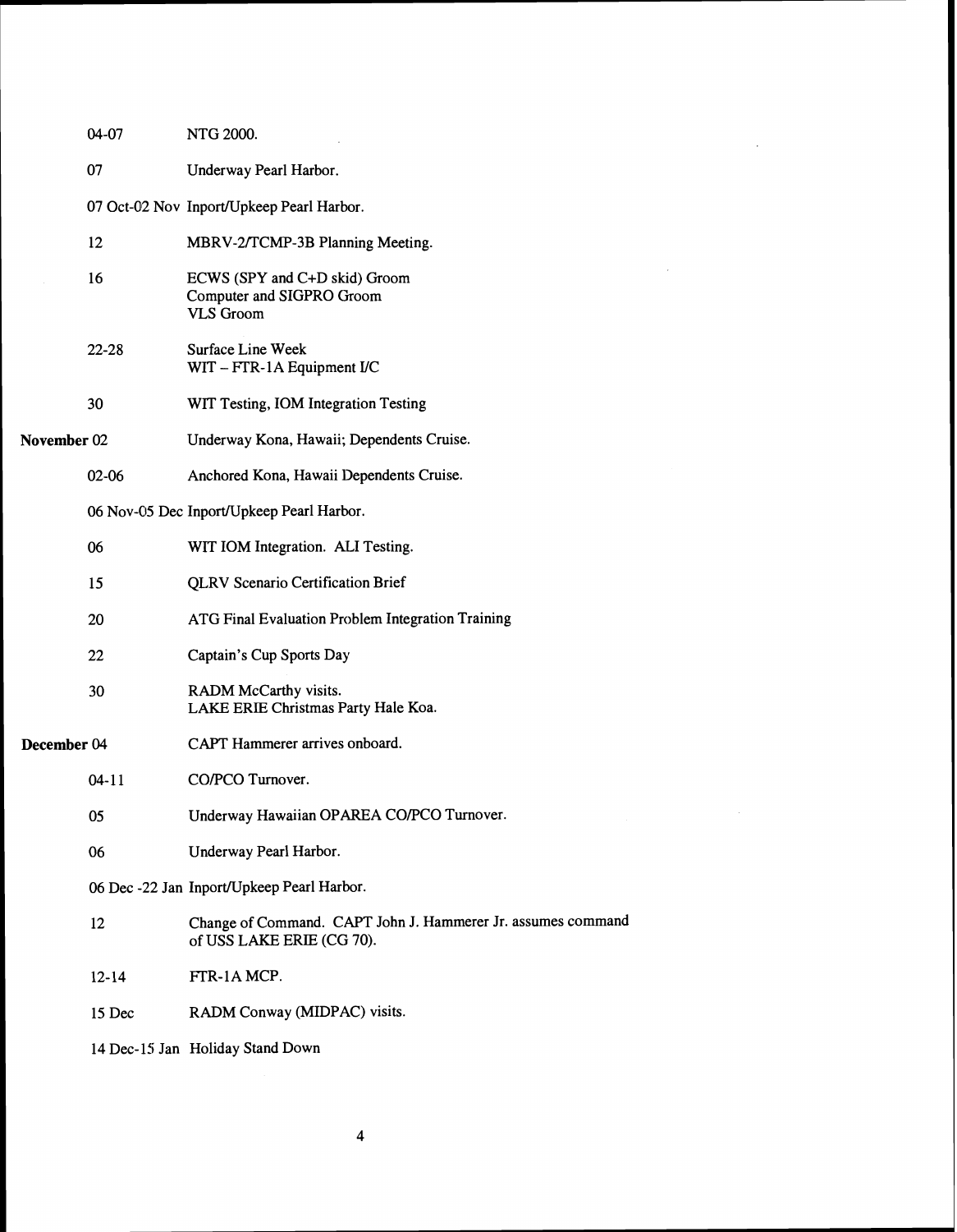| | |
|---|---|
| 04-07 | NTG 2000. |
| 07 | Underway Pearl Harbor. |
| 07 Oct-02 Nov | Inport/Upkeep Pearl Harbor. |
| 12 | MBRV-2/TCMP-3B Planning Meeting. |
| 16 | ECWS (SPY and C+D skid) Groom<br>Computer and SIGPRO Groom<br>VLS Groom |
| 22-28 | Surface Line Week<br>WIT – FTR-1A Equipment I/C |
| 30 | WIT Testing, IOM Integration Testing |
| **November** 02 | Underway Kona, Hawaii; Dependents Cruise. |
| 02-06 | Anchored Kona, Hawaii Dependents Cruise. |
| 06 Nov-05 Dec | Inport/Upkeep Pearl Harbor. |
| 06 | WIT IOM Integration. ALI Testing. |
| 15 | QLRV Scenario Certification Brief |
| 20 | ATG Final Evaluation Problem Integration Training |
| 22 | Captain's Cup Sports Day |
| 30 | RADM McCarthy visits.<br>LAKE ERIE Christmas Party Hale Koa. |
| **December** 04 | CAPT Hammerer arrives onboard. |
| 04-11 | CO/PCO Turnover. |
| 05 | Underway Hawaiian OPAREA CO/PCO Turnover. |
| 06 | Underway Pearl Harbor. |
| 06 Dec -22 Jan | Inport/Upkeep Pearl Harbor. |
| 12 | Change of Command. CAPT John J. Hammerer Jr. assumes command of USS LAKE ERIE (CG 70). |
| 12-14 | FTR-1A MCP. |
| 15 Dec | RADM Conway (MIDPAC) visits. |
| 14 Dec-15 Jan | Holiday Stand Down |